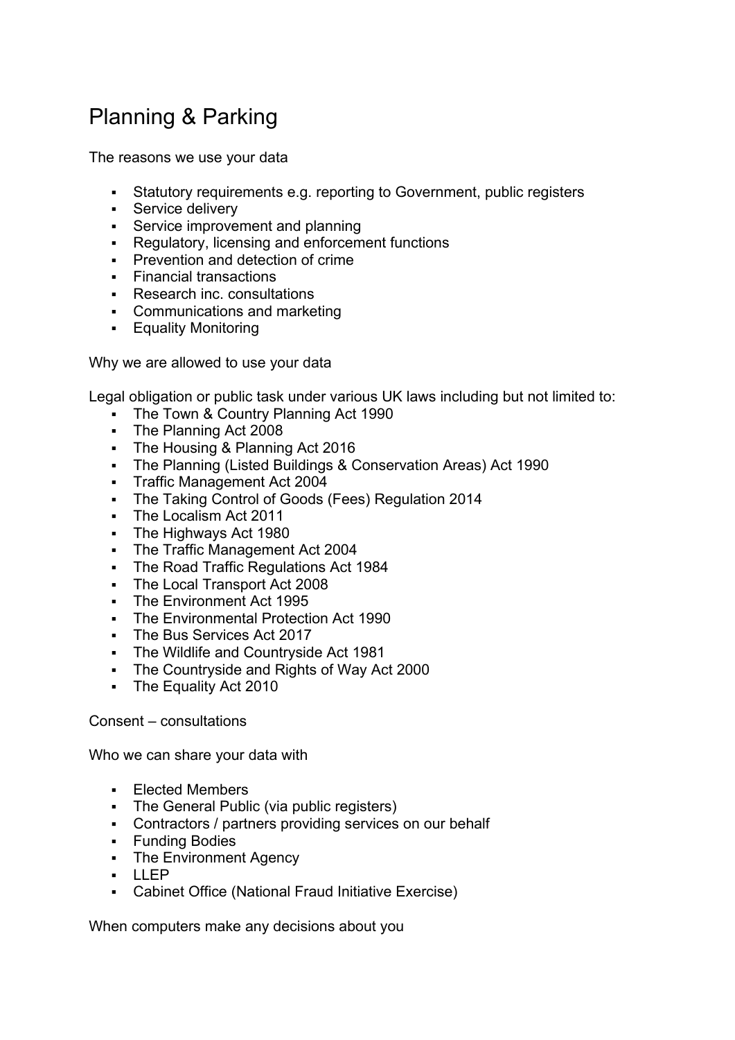# Planning & Parking

The reasons we use your data

- Statutory requirements e.g. reporting to Government, public registers
- Service delivery
- Service improvement and planning
- Regulatory, licensing and enforcement functions
- Prevention and detection of crime
- Financial transactions
- Research inc. consultations
- Communications and marketing
- Equality Monitoring

Why we are allowed to use your data

Legal obligation or public task under various UK laws including but not limited to:

- The Town & Country Planning Act 1990
- The Planning Act 2008
- The Housing & Planning Act 2016
- The Planning (Listed Buildings & Conservation Areas) Act 1990
- Traffic Management Act 2004
- The Taking Control of Goods (Fees) Regulation 2014
- The Localism Act 2011
- The Highways Act 1980
- The Traffic Management Act 2004
- The Road Traffic Regulations Act 1984
- The Local Transport Act 2008
- The Environment Act 1995
- The Environmental Protection Act 1990
- The Bus Services Act 2017
- The Wildlife and Countryside Act 1981
- The Countryside and Rights of Way Act 2000
- The Equality Act 2010

Consent – consultations

Who we can share your data with

- Elected Members
- The General Public (via public registers)
- Contractors / partners providing services on our behalf
- Funding Bodies
- The Environment Agency
- LLEP
- Cabinet Office (National Fraud Initiative Exercise)

When computers make any decisions about you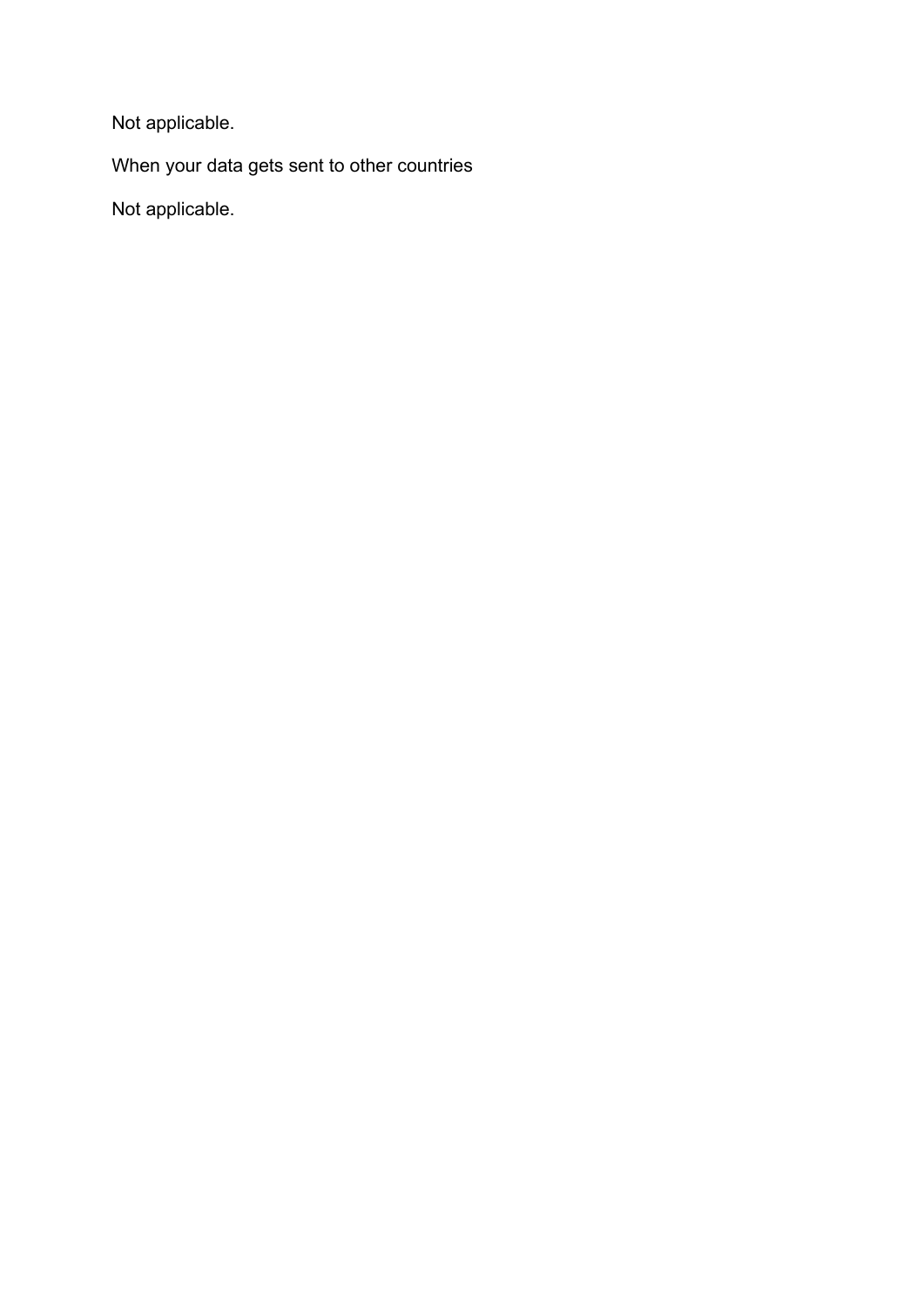Not applicable.

## When your data gets sent to other countries

Not applicable.